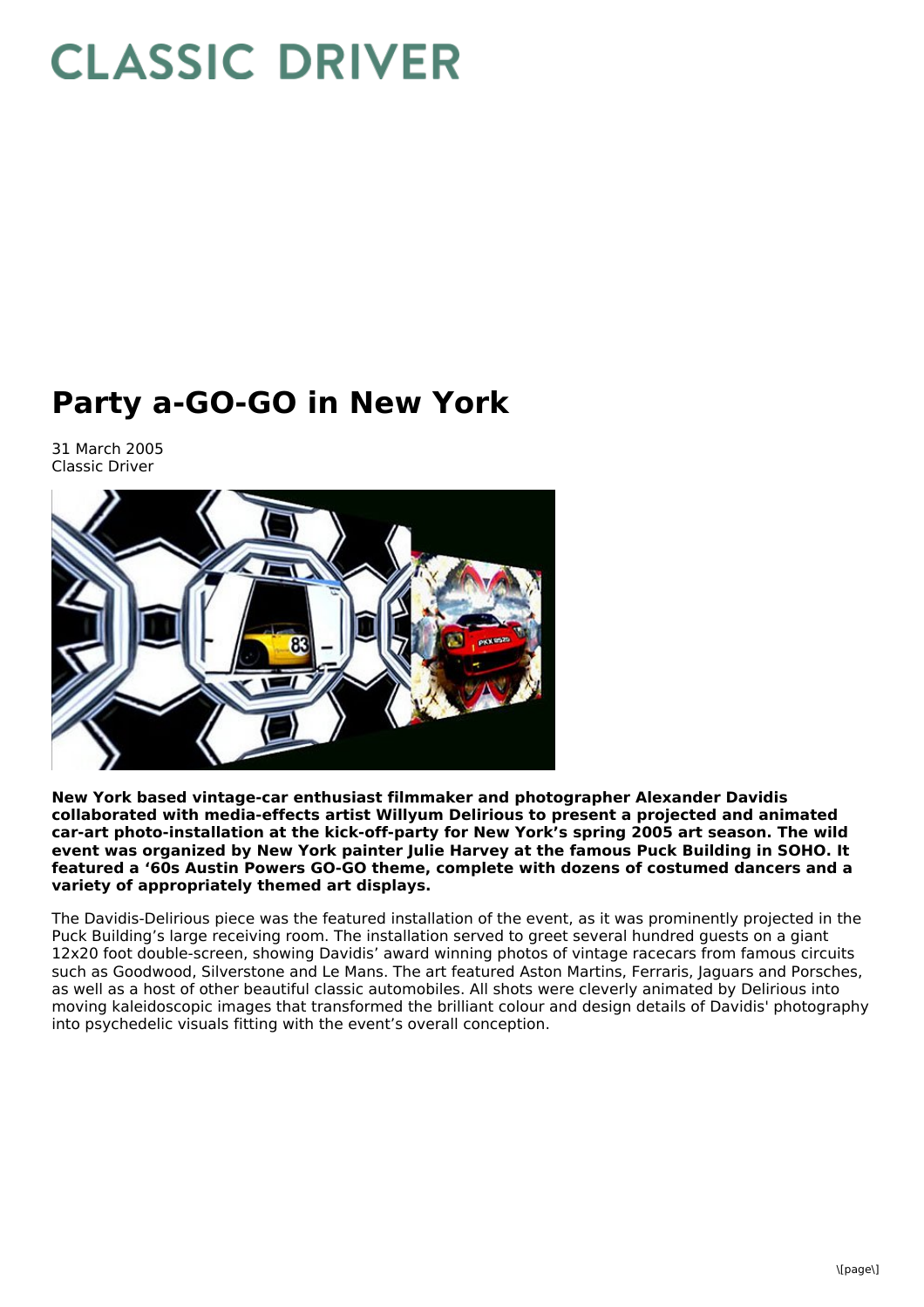# CLASSIC DRIVER

## Party a-GO-GO in New York

31 March 2005
Classic Driver

**New York based vintage-car enthusiast filmmaker and photographer Alexander Davidis collaborated with media-effects artist Willyum Delirious to present a projected and animated car-art photo-installation at the kick-off-party for New York's spring 2005 art season. The wild event was organized by New York painter Julie Harvey at the famous Puck Building in SOHO. It featured a '60s Austin Powers GO-GO theme, complete with dozens of costumed dancers and a variety of appropriately themed art displays.**

The Davidis-Delirious piece was the featured installation of the event, as it was prominently projected in the Puck Building's large receiving room. The installation served to greet several hundred guests on a giant 12x20 foot double-screen, showing Davidis' award winning photos of vintage racecars from famous circuits such as Goodwood, Silverstone and Le Mans. The art featured Aston Martins, Ferraris, Jaguars and Porsches, as well as a host of other beautiful classic automobiles. All shots were cleverly animated by Delirious into moving kaleidoscopic images that transformed the brilliant colour and design details of Davidis' photography into psychedelic visuals fitting with the event's overall conception.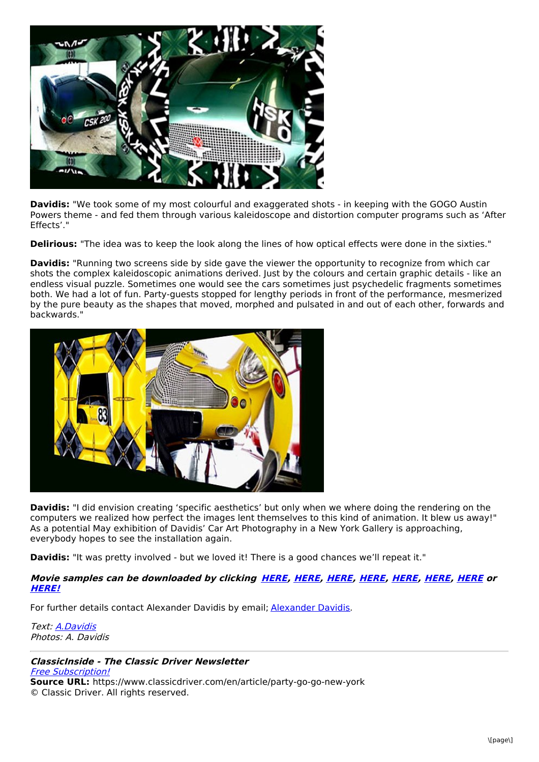**Davidis:** "We took some of my most colourful and exaggerated shots - in keeping with the GOGO Austin Powers theme - and fed them through various kaleidoscope and distortion computer programs such as 'After Effects'."

**Delirious:** "The idea was to keep the look along the lines of how optical effects were done in the sixties."

**Davidis:** "Running two screens side by side gave the viewer the opportunity to recognize from which car shots the complex kaleidoscopic animations derived. Just by the colours and certain graphic details - like an endless visual puzzle. Sometimes one would see the cars sometimes just psychedelic fragments sometimes both. We had a lot of fun. Party-guests stopped for lengthy periods in front of the performance, mesmerized by the pure beauty as the shapes that moved, morphed and pulsated in and out of each other, forwards and backwards."

**Davidis:** "I did envision creating 'specific aesthetics' but only when we where doing the rendering on the computers we realized how perfect the images lent themselves to this kind of animation. It blew us away!" As a potential May exhibition of Davidis' Car Art Photography in a New York Gallery is approaching, everybody hopes to see the installation again.

**Davidis:** "It was pretty involved - but we loved it! There is a good chances we'll repeat it."

***Movie samples can be downloaded by clicking HERE, HERE, HERE, HERE, HERE, HERE, HERE or HERE!***

For further details contact Alexander Davidis by email; Alexander Davidis.

*Text: A.Davidis*
*Photos: A. Davidis*

---

***ClassicInside - The Classic Driver Newsletter***
*Free Subscription!*
**Source URL:** https://www.classicdriver.com/en/article/party-go-go-new-york
© Classic Driver. All rights reserved.